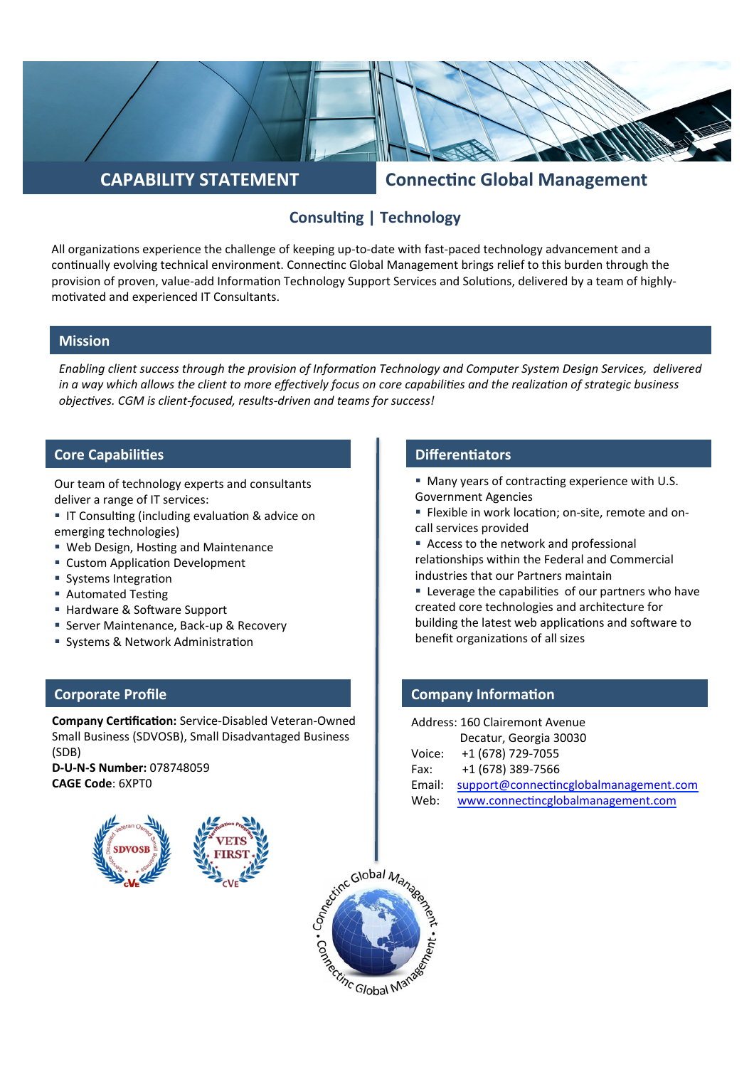# CAPABILITY STATEMENT

# Connectinc Global Management

## Consulting | Technology

All organizations experience the challenge of keeping up-to-date with fast-paced technology advancement and a continually evolving technical environment. Connectinc Global Management brings relief to this burden through the provision of proven, value-add Information Technology Support Services and Solutions, delivered by a team of highly-motivated and experienced IT Consultants.

## Mission

*Enabling client success through the provision of Information Technology and Computer System Design Services, delivered in a way which allows the client to more effectively focus on core capabilities and the realization of strategic business objectives. CGM is client-focused, results-driven and teams for success!*

## Core Capabilities

Our team of technology experts and consultants deliver a range of IT services:

- IT Consulting (including evaluation & advice on emerging technologies)
- Web Design, Hosting and Maintenance
- Custom Application Development
- Systems Integration
- Automated Testing
- Hardware & Software Support
- Server Maintenance, Back-up & Recovery
- Systems & Network Administration

## Corporate Profile

**Company Certification:** Service-Disabled Veteran-Owned Small Business (SDVOSB), Small Disadvantaged Business (SDB)

**D-U-N-S Number:** 078748059

**CAGE Code**: 6XPT0

## Differentiators

- Many years of contracting experience with U.S. Government Agencies
- Flexible in work location; on-site, remote and on-call services provided
- Access to the network and professional relationships within the Federal and Commercial industries that our Partners maintain
- Leverage the capabilities of our partners who have created core technologies and architecture for building the latest web applications and software to benefit organizations of all sizes

## Company Information

Address: 160 Clairemont Avenue
Decatur, Georgia 30030

Voice: +1 (678) 729-7055

Fax: +1 (678) 389-7566

Email: support@connectincglobalmanagement.com

Web: www.connectincglobalmanagement.com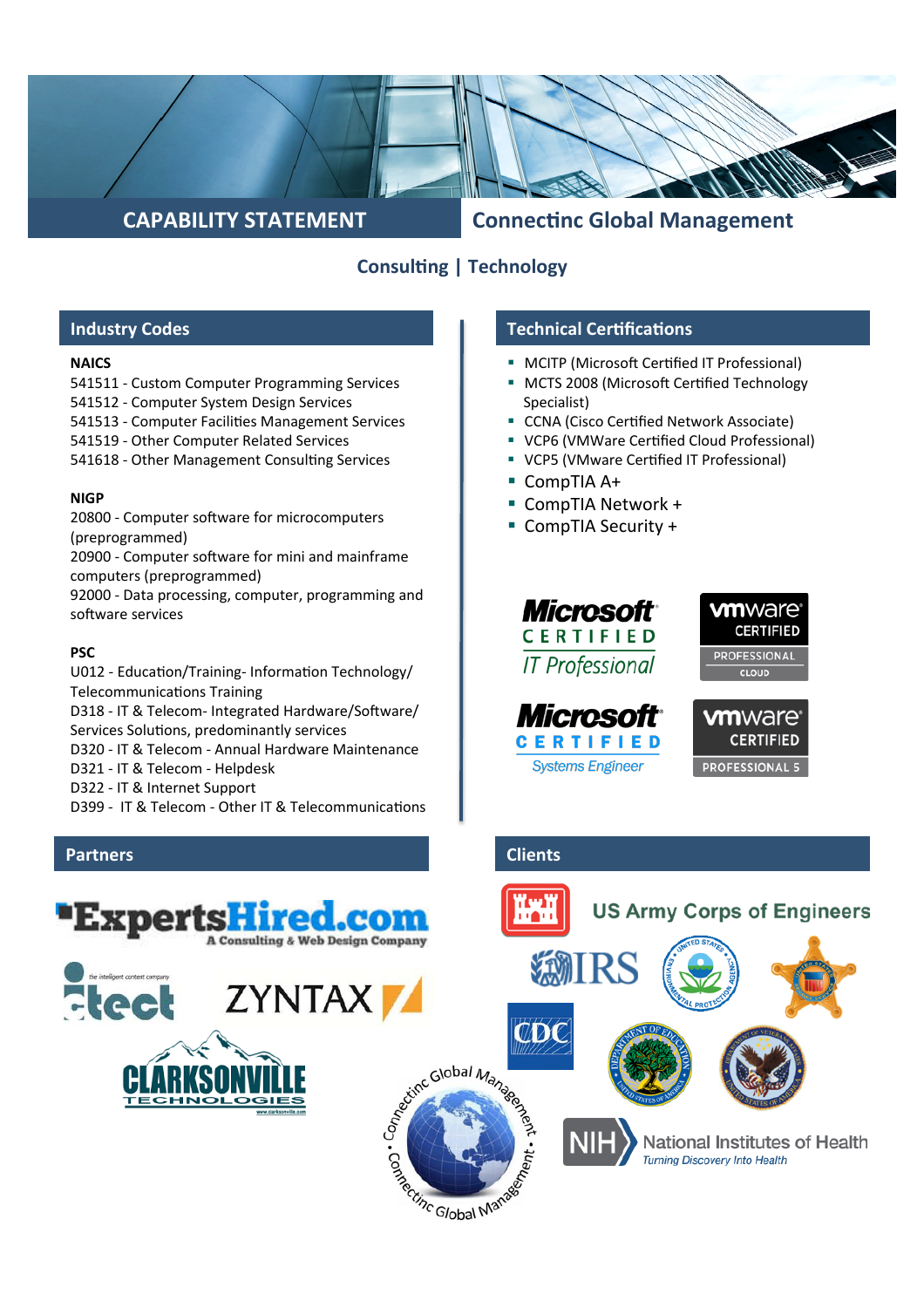# CAPABILITY STATEMENT

# Connectinc Global Management

### Consulting | Technology

## Industry Codes

**NAICS**

541511 - Custom Computer Programming Services
541512 - Computer System Design Services
541513 - Computer Facilities Management Services
541519 - Other Computer Related Services
541618 - Other Management Consulting Services

**NIGP**

20800 - Computer software for microcomputers (preprogrammed)
20900 - Computer software for mini and mainframe computers (preprogrammed)
92000 - Data processing, computer, programming and software services

**PSC**

U012 - Education/Training- Information Technology/ Telecommunications Training
D318 - IT & Telecom- Integrated Hardware/Software/ Services Solutions, predominantly services
D320 - IT & Telecom - Annual Hardware Maintenance
D321 - IT & Telecom - Helpdesk
D322 - IT & Internet Support
D399 - IT & Telecom - Other IT & Telecommunications

## Technical Certifications

- MCITP (Microsoft Certified IT Professional)
- MCTS 2008 (Microsoft Certified Technology Specialist)
- CCNA (Cisco Certified Network Associate)
- VCP6 (VMWare Certified Cloud Professional)
- VCP5 (VMware Certified IT Professional)
- CompTIA A+
- CompTIA Network +
- CompTIA Security +

Microsoft CERTIFIED IT Professional

vmware CERTIFIED PROFESSIONAL CLOUD

Microsoft CERTIFIED Systems Engineer

vmware CERTIFIED PROFESSIONAL 5

## Partners

ExpertsHired.com A Consulting & Web Design Company

the intelligent content company ctect

ZYNTAX

CLARKSONVILLE TECHNOLOGIES

Connectinc Global Management

## Clients

US Army Corps of Engineers

IRS

CDC

NIH National Institutes of Health Turning Discovery Into Health